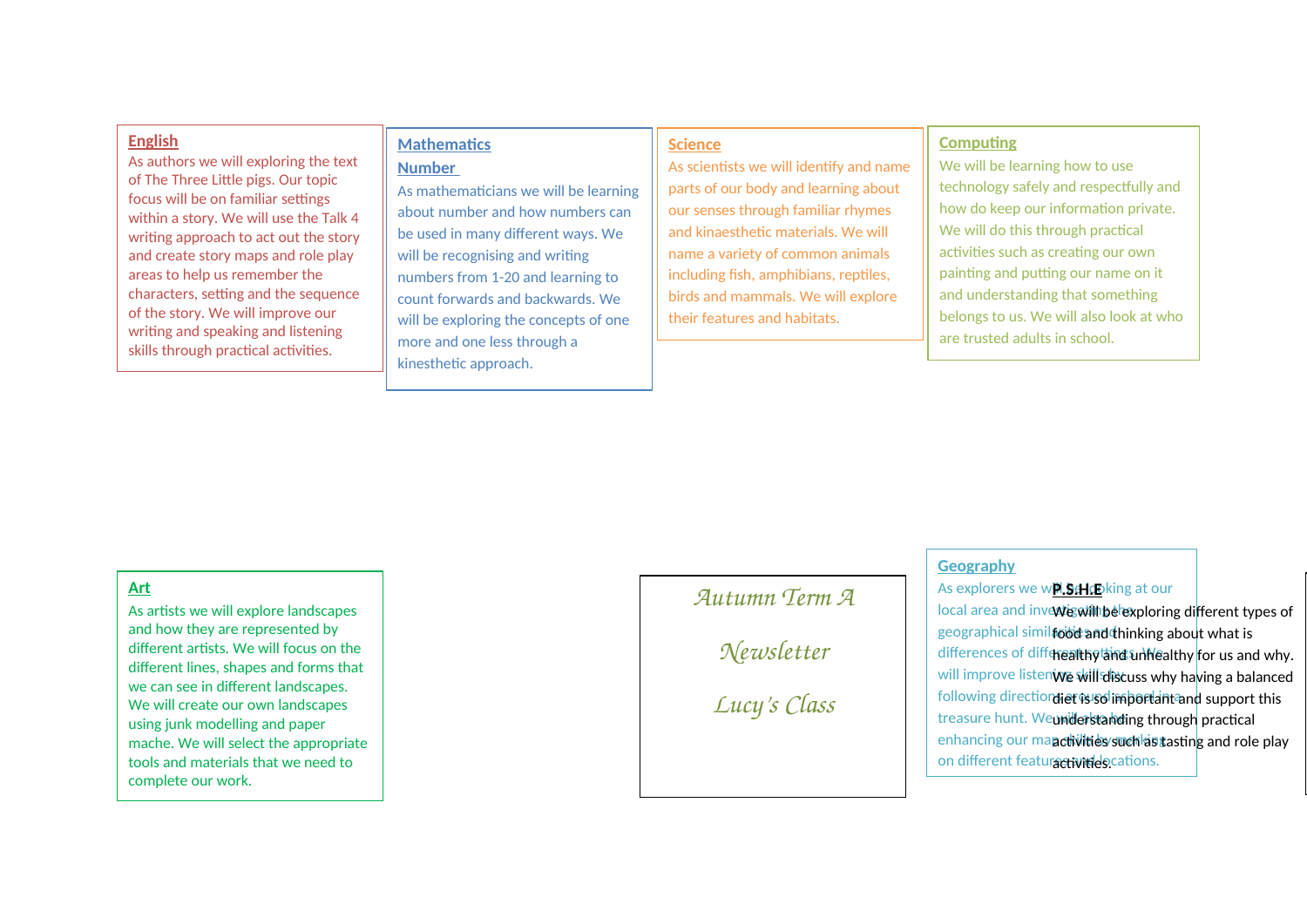## English

As authors we will exploring the text of The Three Little pigs. Our topic focus will be on familiar settings within a story. We will use the Talk 4 writing approach to act out the story and create story maps and role play areas to help us remember the characters, setting and the sequence of the story. We will improve our writing and speaking and listening skills through practical activities.

## Mathematics

### Number

As mathematicians we will be learning about number and how numbers can be used in many different ways. We will be recognising and writing numbers from 1-20 and learning to count forwards and backwards. We will be exploring the concepts of one more and one less through a kinesthetic approach.

## Science

As scientists we will identify and name parts of our body and learning about our senses through familiar rhymes and kinaesthetic materials. We will name a variety of common animals including fish, amphibians, reptiles, birds and mammals. We will explore their features and habitats.

## Computing

We will be learning how to use technology safely and respectfully and how do keep our information private. We will do this through practical activities such as creating our own painting and putting our name on it and understanding that something belongs to us. We will also look at who are trusted adults in school.

## Art

As artists we will explore landscapes and how they are represented by different artists. We will focus on the different lines, shapes and forms that we can see in different landscapes. We will create our own landscapes using junk modelling and paper mache. We will select the appropriate tools and materials that we need to complete our work.

*Autumn Term A*

*Newsletter*

*Lucy's Class*

## Geography

As explorers we will be looking at our local area and investigating the geographical similarities and differences of different settings. We will improve listening skills by following directions around school in a treasure hunt. We will also be enhancing our map skills by looking on different features and locations.

## P.S.H.E

We will be exploring different types of food and thinking about what is healthy and unhealthy for us and why. We will discuss why having a balanced diet is so important and support this understanding through practical activities such as tasting and role play activities.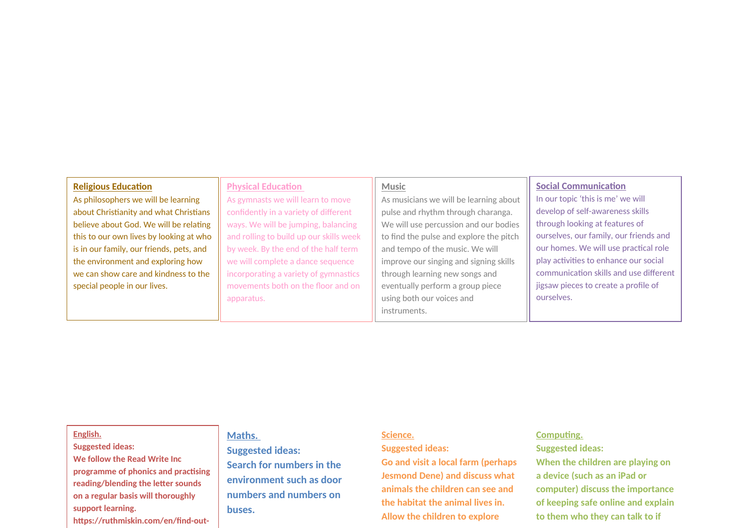## Religious Education

As philosophers we will be learning about Christianity and what Christians believe about God. We will be relating this to our own lives by looking at who is in our family, our friends, pets, and the environment and exploring how we can show care and kindness to the special people in our lives.

## Physical Education

As gymnasts we will learn to move confidently in a variety of different ways. We will be jumping, balancing and rolling to build up our skills week by week. By the end of the half term we will complete a dance sequence incorporating a variety of gymnastics movements both on the floor and on apparatus.

## Music

As musicians we will be learning about pulse and rhythm through charanga. We will use percussion and our bodies to find the pulse and explore the pitch and tempo of the music. We will improve our singing and signing skills through learning new songs and eventually perform a group piece using both our voices and instruments.

## Social Communication

In our topic 'this is me' we will develop of self-awareness skills through looking at features of ourselves, our family, our friends and our homes. We will use practical role play activities to enhance our social communication skills and use different jigsaw pieces to create a profile of ourselves.

## English.

**Suggested ideas:**

**We follow the Read Write Inc programme of phonics and practising reading/blending the letter sounds on a regular basis will thoroughly support learning.**

**https://ruthmiskin.com/en/find-out-**

## Maths.

**Suggested ideas:**

**Search for numbers in the environment such as door numbers and numbers on buses.**

## Science.

**Suggested ideas:**

**Go and visit a local farm (perhaps Jesmond Dene) and discuss what animals the children can see and the habitat the animal lives in. Allow the children to explore**

## Computing.

**Suggested ideas:**

**When the children are playing on a device (such as an iPad or computer) discuss the importance of keeping safe online and explain to them who they can talk to if**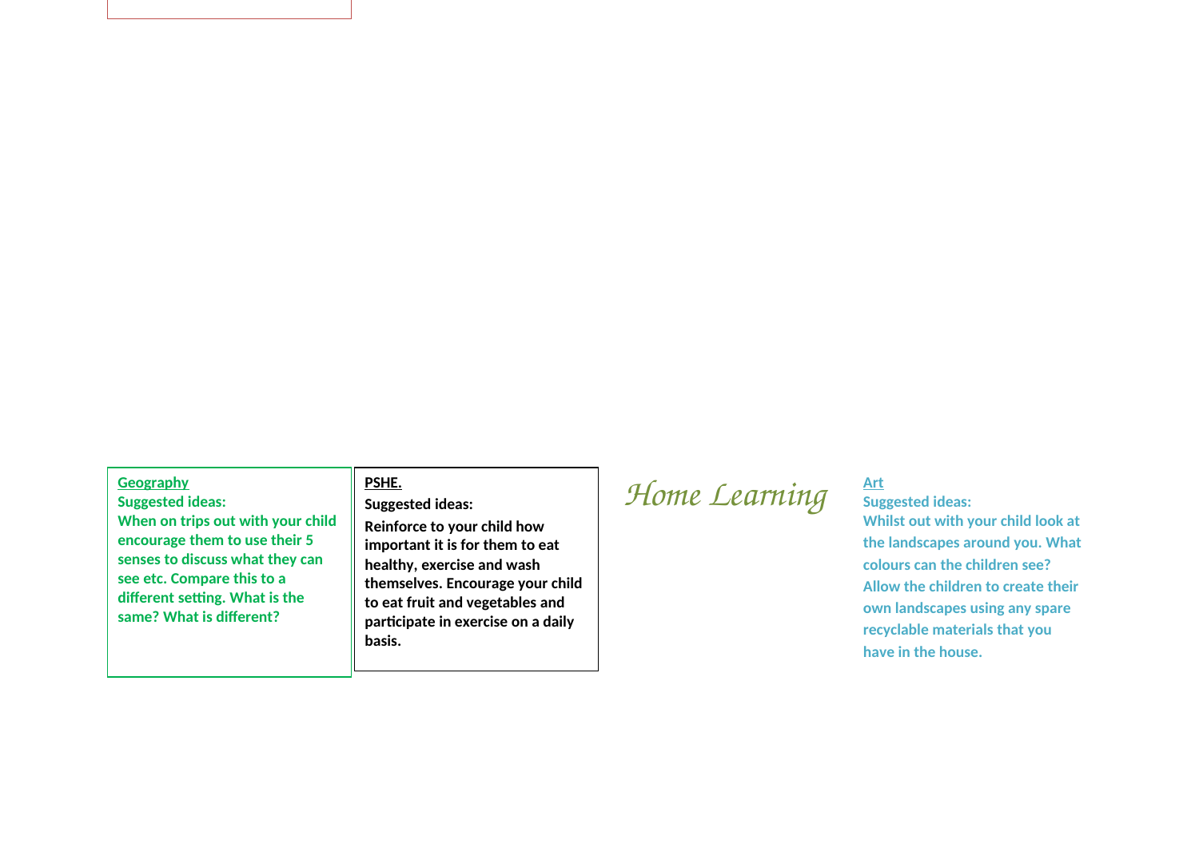**Geography**

**Suggested ideas:**

**When on trips out with your child encourage them to use their 5 senses to discuss what they can see etc. Compare this to a different setting. What is the same? What is different?**

**PSHE.**

**Suggested ideas:**

**Reinforce to your child how important it is for them to eat healthy, exercise and wash themselves. Encourage your child to eat fruit and vegetables and participate in exercise on a daily basis.**

*Home Learning*

**Art**

**Suggested ideas:**

**Whilst out with your child look at the landscapes around you. What colours can the children see? Allow the children to create their own landscapes using any spare recyclable materials that you have in the house.**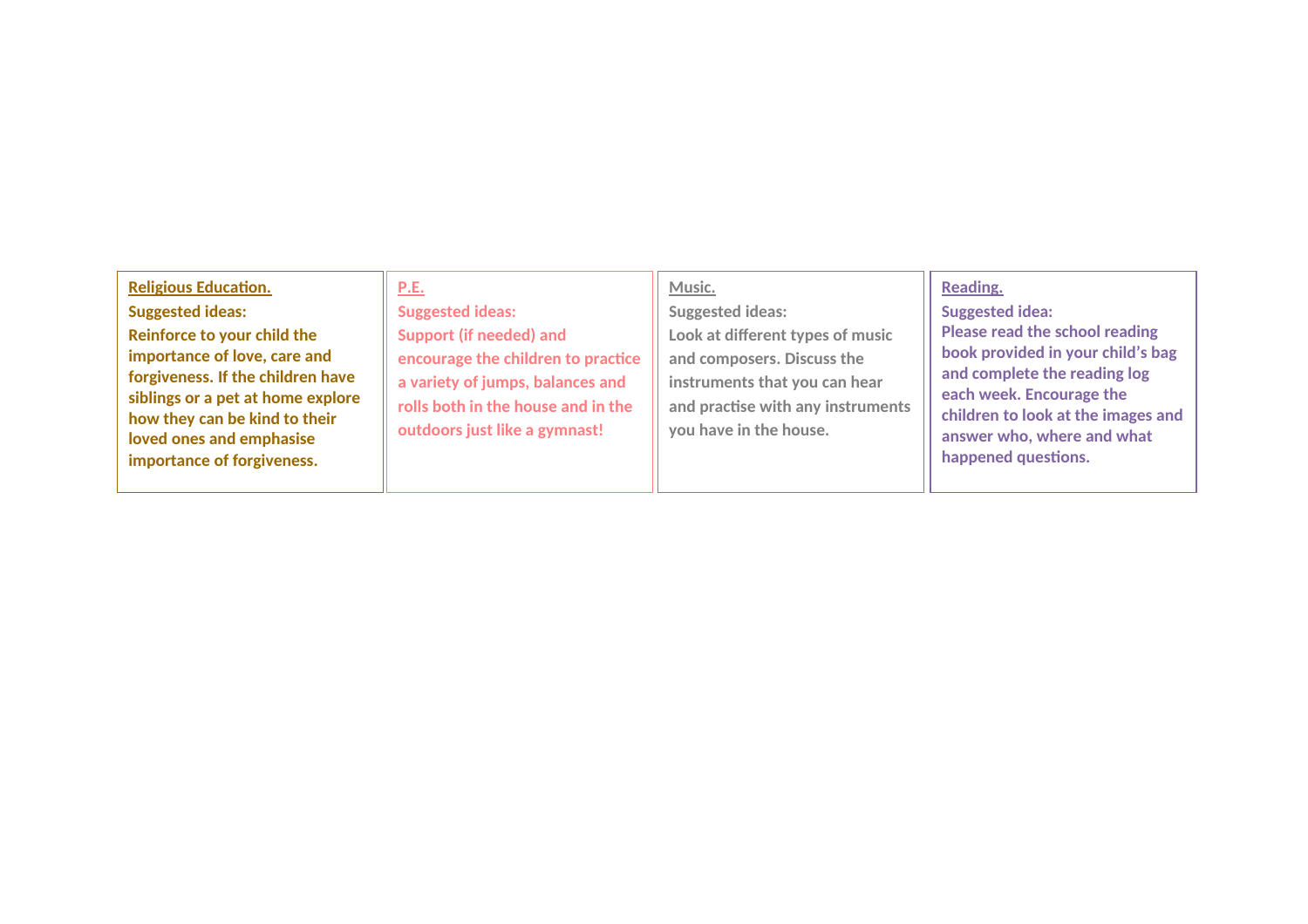**Religious Education.**

**Suggested ideas:**

**Reinforce to your child the importance of love, care and forgiveness. If the children have siblings or a pet at home explore how they can be kind to their loved ones and emphasise importance of forgiveness.**

**P.E.**

**Suggested ideas:**

**Support (if needed) and encourage the children to practice a variety of jumps, balances and rolls both in the house and in the outdoors just like a gymnast!**

**Music.**

**Suggested ideas:**

**Look at different types of music and composers. Discuss the instruments that you can hear and practise with any instruments you have in the house.**

**Reading.**

**Suggested idea:**

**Please read the school reading book provided in your child's bag and complete the reading log each week. Encourage the children to look at the images and answer who, where and what happened questions.**